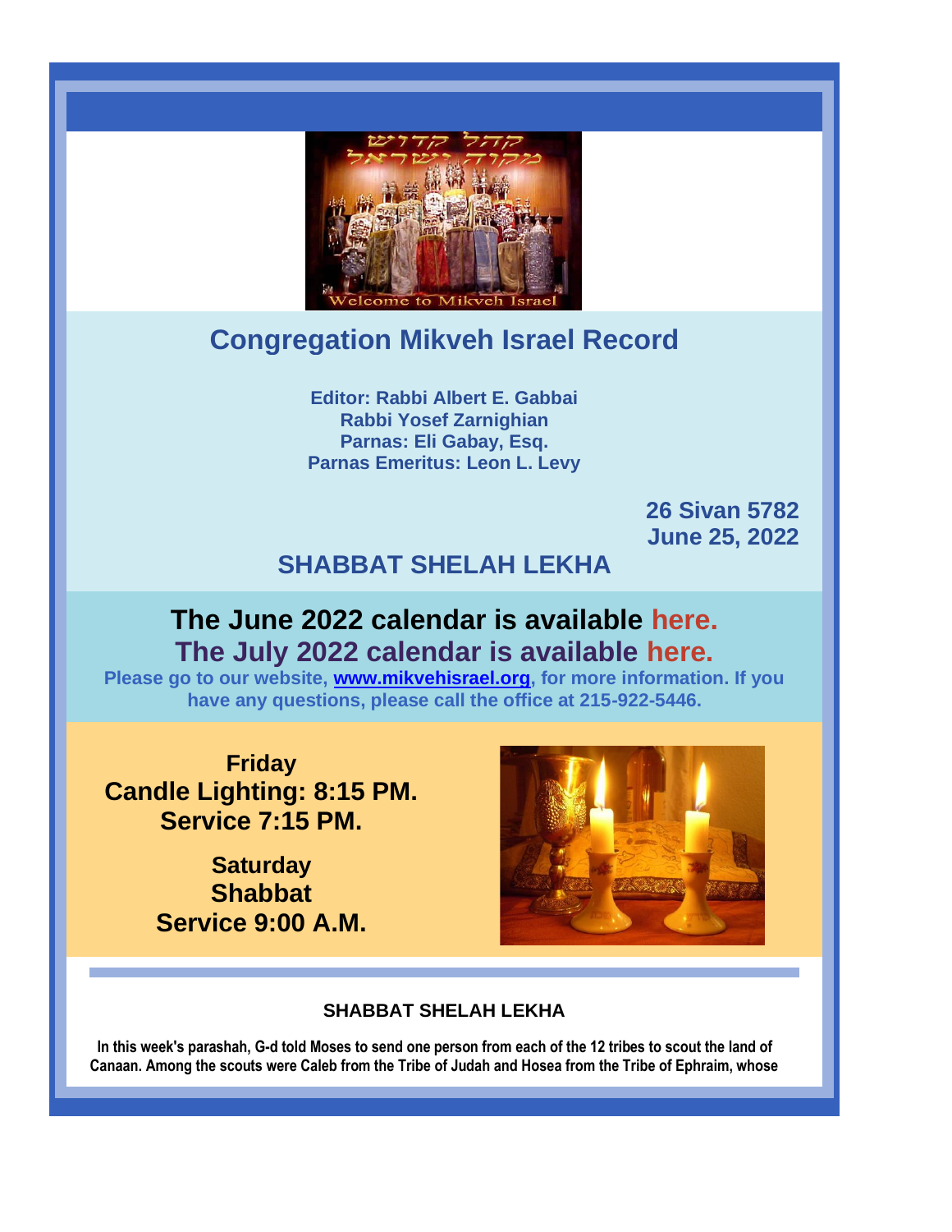# Congregation Mikveh Israel Record

**Editor: Rabbi Albert E. Gabbai**
**Rabbi Yosef Zarnighian**
**Parnas: Eli Gabay, Esq.**
**Parnas Emeritus: Leon L. Levy**

**26 Sivan 5782**
**June 25, 2022**

## SHABBAT SHELAH LEKHA

## The June 2022 calendar is available here.
## The July 2022 calendar is available here.

**Please go to our website, [www.mikvehisrael.org](http://www.mikvehisrael.org), for more information. If you have any questions, please call the office at 215-922-5446.**

**Friday**
**Candle Lighting: 8:15 PM.**
**Service 7:15 PM.**

**Saturday**
**Shabbat**
**Service 9:00 A.M.**

### SHABBAT SHELAH LEKHA

In this week's parashah, G-d told Moses to send one person from each of the 12 tribes to scout the land of Canaan. Among the scouts were Caleb from the Tribe of Judah and Hosea from the Tribe of Ephraim, whose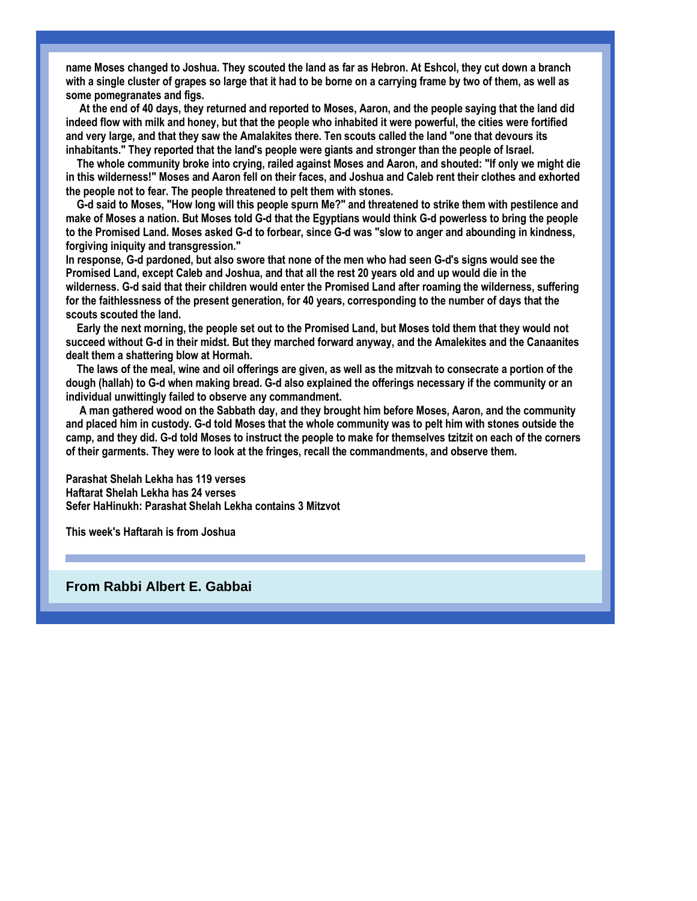name Moses changed to Joshua. They scouted the land as far as Hebron. At Eshcol, they cut down a branch with a single cluster of grapes so large that it had to be borne on a carrying frame by two of them, as well as some pomegranates and figs.

At the end of 40 days, they returned and reported to Moses, Aaron, and the people saying that the land did indeed flow with milk and honey, but that the people who inhabited it were powerful, the cities were fortified and very large, and that they saw the Amalakites there. Ten scouts called the land "one that devours its inhabitants." They reported that the land's people were giants and stronger than the people of Israel.

The whole community broke into crying, railed against Moses and Aaron, and shouted: "If only we might die in this wilderness!" Moses and Aaron fell on their faces, and Joshua and Caleb rent their clothes and exhorted the people not to fear. The people threatened to pelt them with stones.

G-d said to Moses, "How long will this people spurn Me?" and threatened to strike them with pestilence and make of Moses a nation. But Moses told G-d that the Egyptians would think G-d powerless to bring the people to the Promised Land. Moses asked G-d to forbear, since G-d was "slow to anger and abounding in kindness, forgiving iniquity and transgression."

In response, G-d pardoned, but also swore that none of the men who had seen G-d's signs would see the Promised Land, except Caleb and Joshua, and that all the rest 20 years old and up would die in the wilderness. G-d said that their children would enter the Promised Land after roaming the wilderness, suffering for the faithlessness of the present generation, for 40 years, corresponding to the number of days that the scouts scouted the land.

Early the next morning, the people set out to the Promised Land, but Moses told them that they would not succeed without G-d in their midst. But they marched forward anyway, and the Amalekites and the Canaanites dealt them a shattering blow at Hormah.

The laws of the meal, wine and oil offerings are given, as well as the mitzvah to consecrate a portion of the dough (hallah) to G-d when making bread. G-d also explained the offerings necessary if the community or an individual unwittingly failed to observe any commandment.

A man gathered wood on the Sabbath day, and they brought him before Moses, Aaron, and the community and placed him in custody. G-d told Moses that the whole community was to pelt him with stones outside the camp, and they did. G-d told Moses to instruct the people to make for themselves tzitzit on each of the corners of their garments. They were to look at the fringes, recall the commandments, and observe them.

Parashat Shelah Lekha has 119 verses
Haftarat Shelah Lekha has 24 verses
Sefer HaHinukh: Parashat Shelah Lekha contains 3 Mitzvot

This week's Haftarah is from Joshua

---

**From Rabbi Albert E. Gabbai**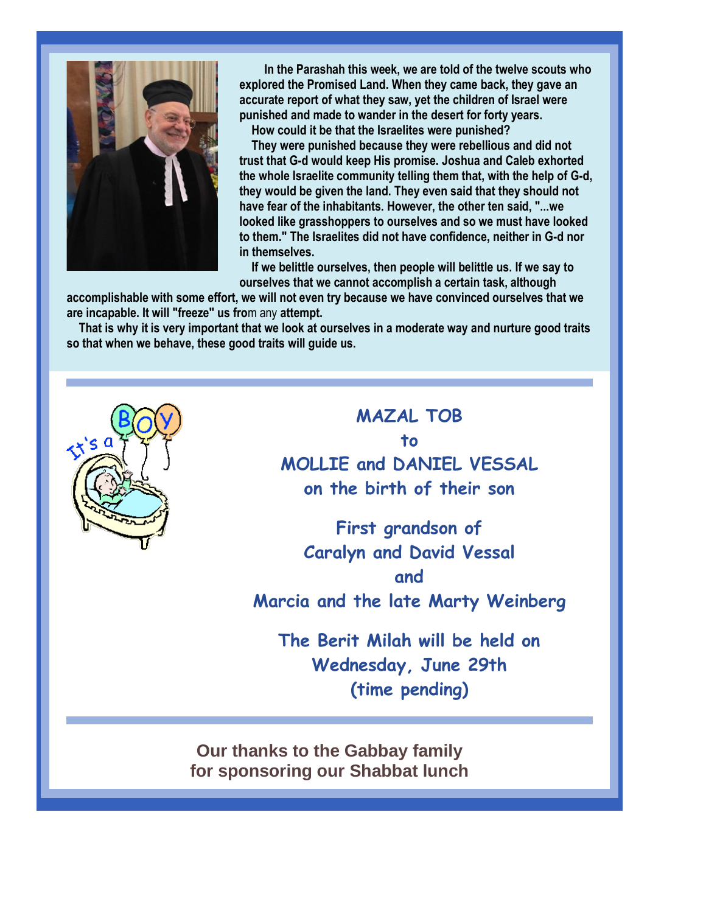In the Parashah this week, we are told of the twelve scouts who explored the Promised Land. When they came back, they gave an accurate report of what they saw, yet the children of Israel were punished and made to wander in the desert for forty years.

How could it be that the Israelites were punished?

They were punished because they were rebellious and did not trust that G-d would keep His promise. Joshua and Caleb exhorted the whole Israelite community telling them that, with the help of G-d, they would be given the land. They even said that they should not have fear of the inhabitants. However, the other ten said, "...we looked like grasshoppers to ourselves and so we must have looked to them." The Israelites did not have confidence, neither in G-d nor in themselves.

If we belittle ourselves, then people will belittle us. If we say to ourselves that we cannot accomplish a certain task, although accomplishable with some effort, we will not even try because we have convinced ourselves that we are incapable. It will "freeze" us from any attempt.

That is why it is very important that we look at ourselves in a moderate way and nurture good traits so that when we behave, these good traits will guide us.

---

**MAZAL TOB**

**to**

**MOLLIE and DANIEL VESSAL**

**on the birth of their son**

**First grandson of**

**Caralyn and David Vessal**

**and**

**Marcia and the late Marty Weinberg**

**The Berit Milah will be held on**

**Wednesday, June 29th**

**(time pending)**

---

**Our thanks to the Gabbay family**
**for sponsoring our Shabbat lunch**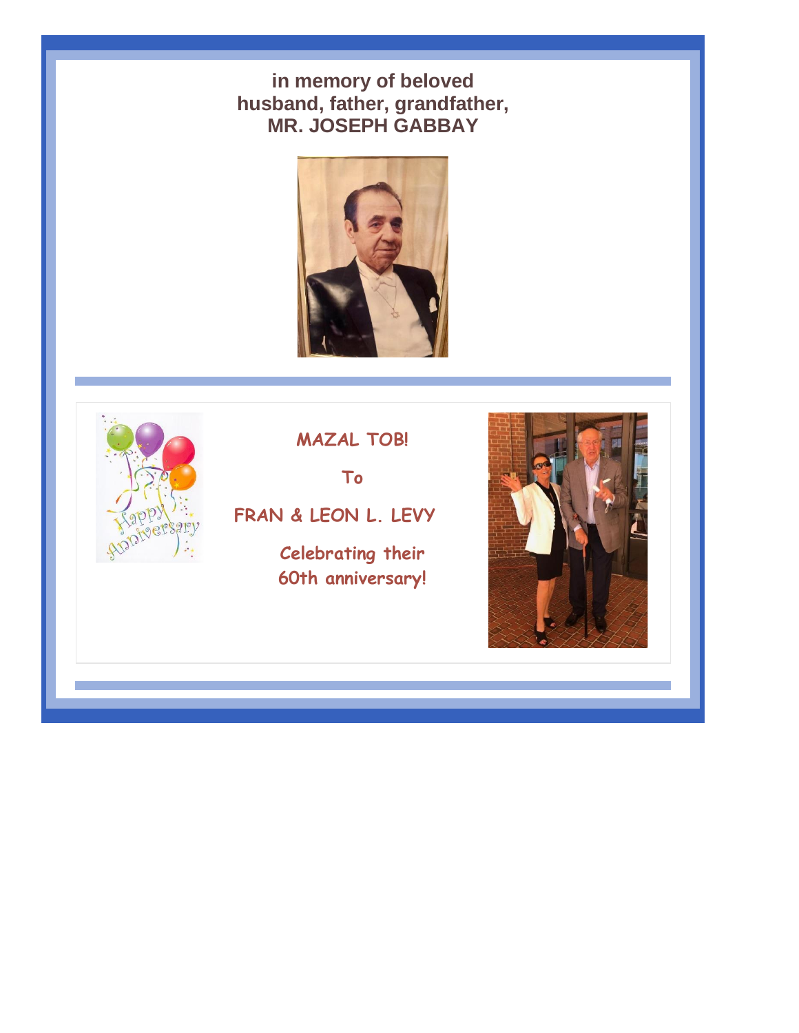**in memory of beloved husband, father, grandfather, MR. JOSEPH GABBAY**

---

**MAZAL TOB!**

**To**

**FRAN & LEON L. LEVY**

**Celebrating their 60th anniversary!**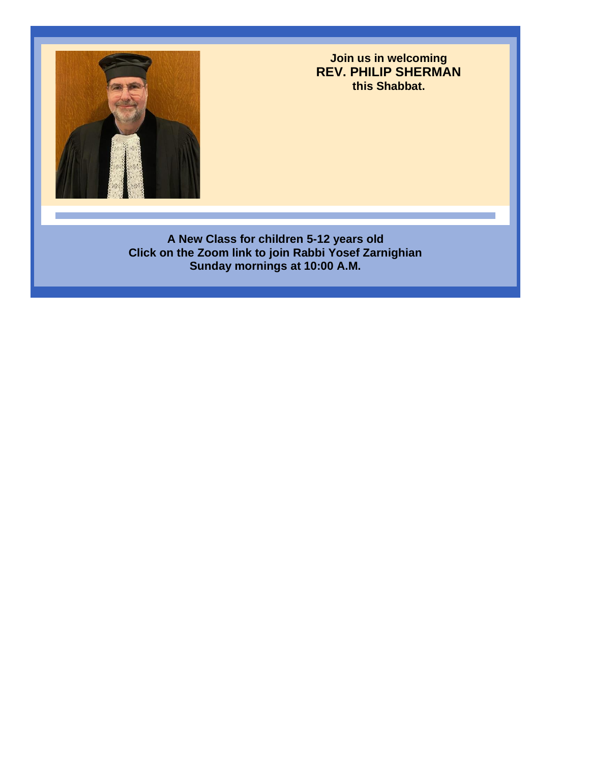**Join us in welcoming**
**REV. PHILIP SHERMAN**
**this Shabbat.**

**A New Class for children 5-12 years old**
**Click on the Zoom link to join Rabbi Yosef Zarnighian**
**Sunday mornings at 10:00 A.M.**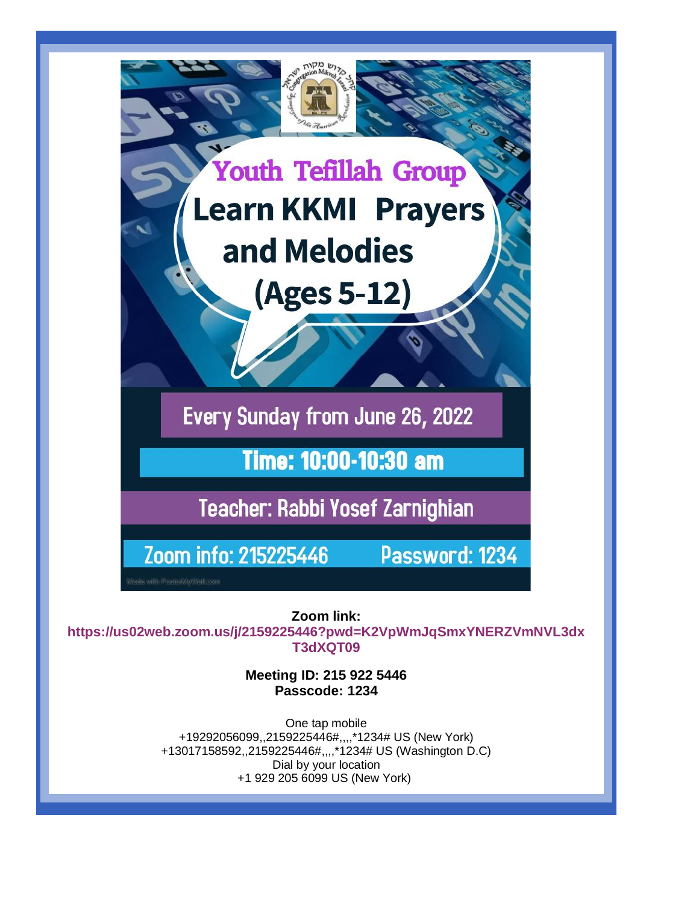# Youth Tefillah Group

## Learn KKMI Prayers and Melodies (Ages 5-12)

Every Sunday from June 26, 2022

Time: 10:00-10:30 am

Teacher: Rabbi Yosef Zarnighian

Zoom info: 215225446 Password: 1234

Made with PosterMyWall.com

**Zoom link:**
**https://us02web.zoom.us/j/2159225446?pwd=K2VpWmJqSmxYNERZVmNVL3dxT3dXQT09**

**Meeting ID: 215 922 5446**
**Passcode: 1234**

One tap mobile
+19292056099,,2159225446#,,,,*1234# US (New York)
+13017158592,,2159225446#,,,,*1234# US (Washington D.C)
Dial by your location
+1 929 205 6099 US (New York)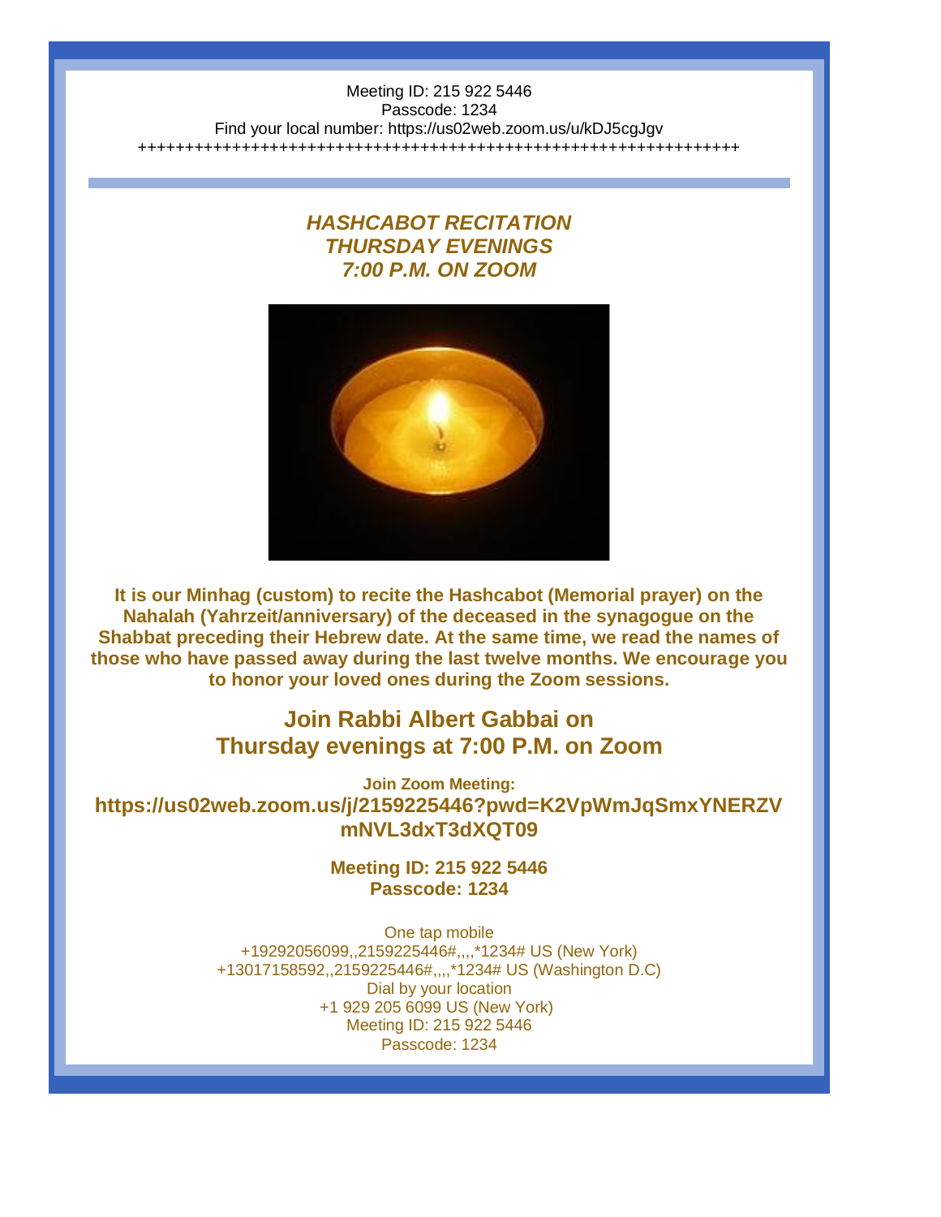Meeting ID: 215 922 5446
Passcode: 1234
Find your local number: https://us02web.zoom.us/u/kDJ5cgJgv
++++++++++++++++++++++++++++++++++++++++++++++++++++++++++++++++

***HASHCABOT RECITATION***
***THURSDAY EVENINGS***
***7:00 P.M. ON ZOOM***

**It is our Minhag (custom) to recite the Hashcabot (Memorial prayer) on the Nahalah (Yahrzeit/anniversary) of the deceased in the synagogue on the Shabbat preceding their Hebrew date. At the same time, we read the names of those who have passed away during the last twelve months. We encourage you to honor your loved ones during the Zoom sessions.**

## Join Rabbi Albert Gabbai on Thursday evenings at 7:00 P.M. on Zoom

**Join Zoom Meeting:**
**https://us02web.zoom.us/j/2159225446?pwd=K2VpWmJqSmxYNERZVmNVL3dxT3dXQT09**

**Meeting ID: 215 922 5446**
**Passcode: 1234**

One tap mobile
+19292056099,,2159225446#,,,,*1234# US (New York)
+13017158592,,2159225446#,,,,*1234# US (Washington D.C)
Dial by your location
+1 929 205 6099 US (New York)
Meeting ID: 215 922 5446
Passcode: 1234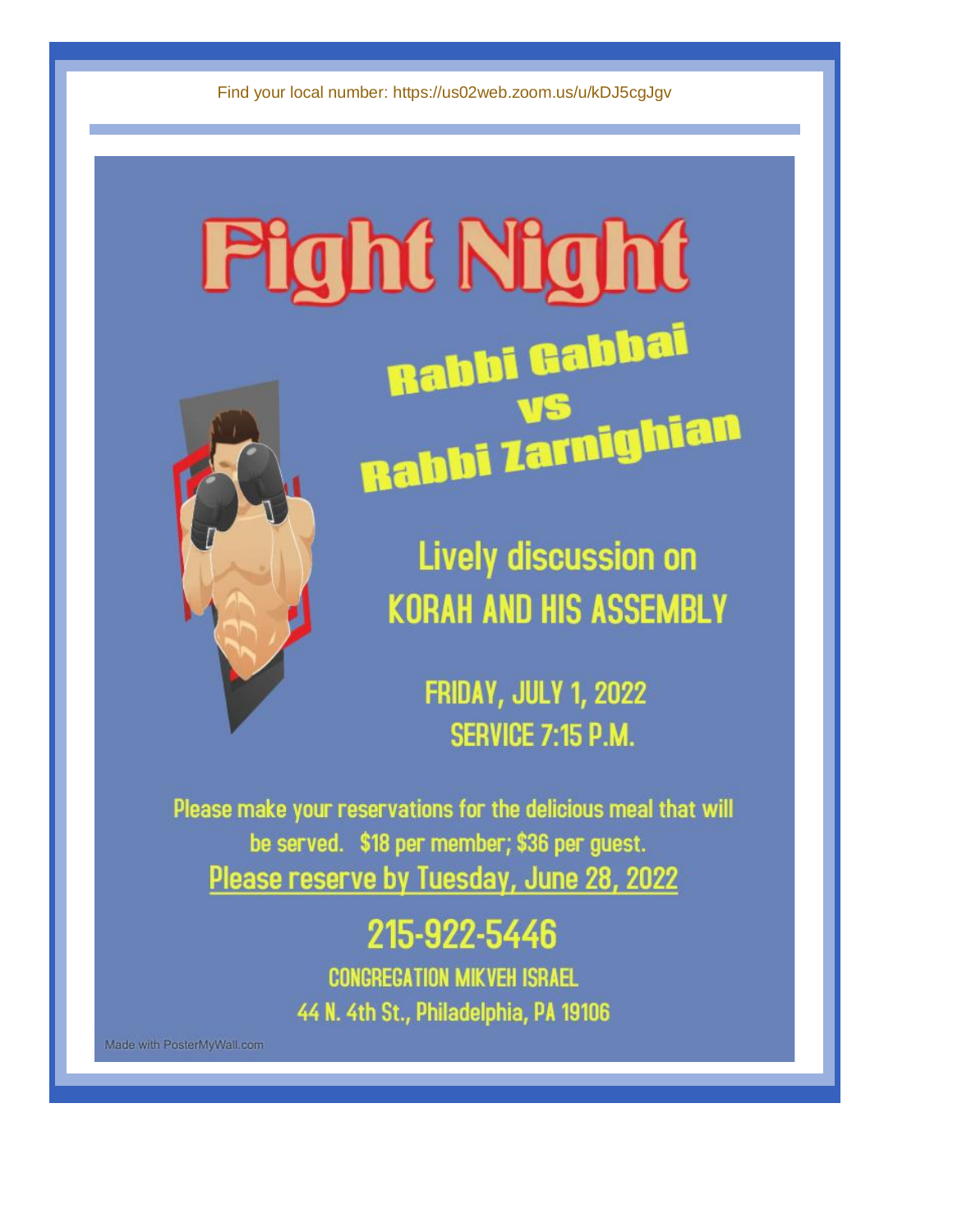Find your local number: https://us02web.zoom.us/u/kDJ5cgJgv

# Fight Night

## Rabbi Gabbai vs Rabbi Zarnighian

Lively discussion on
KORAH AND HIS ASSEMBLY

FRIDAY, JULY 1, 2022
SERVICE 7:15 P.M.

Please make your reservations for the delicious meal that will be served. $18 per member; $36 per guest.
Please reserve by Tuesday, June 28, 2022

215-922-5446

CONGREGATION MIKVEH ISRAEL
44 N. 4th St., Philadelphia, PA 19106

Made with PosterMyWall.com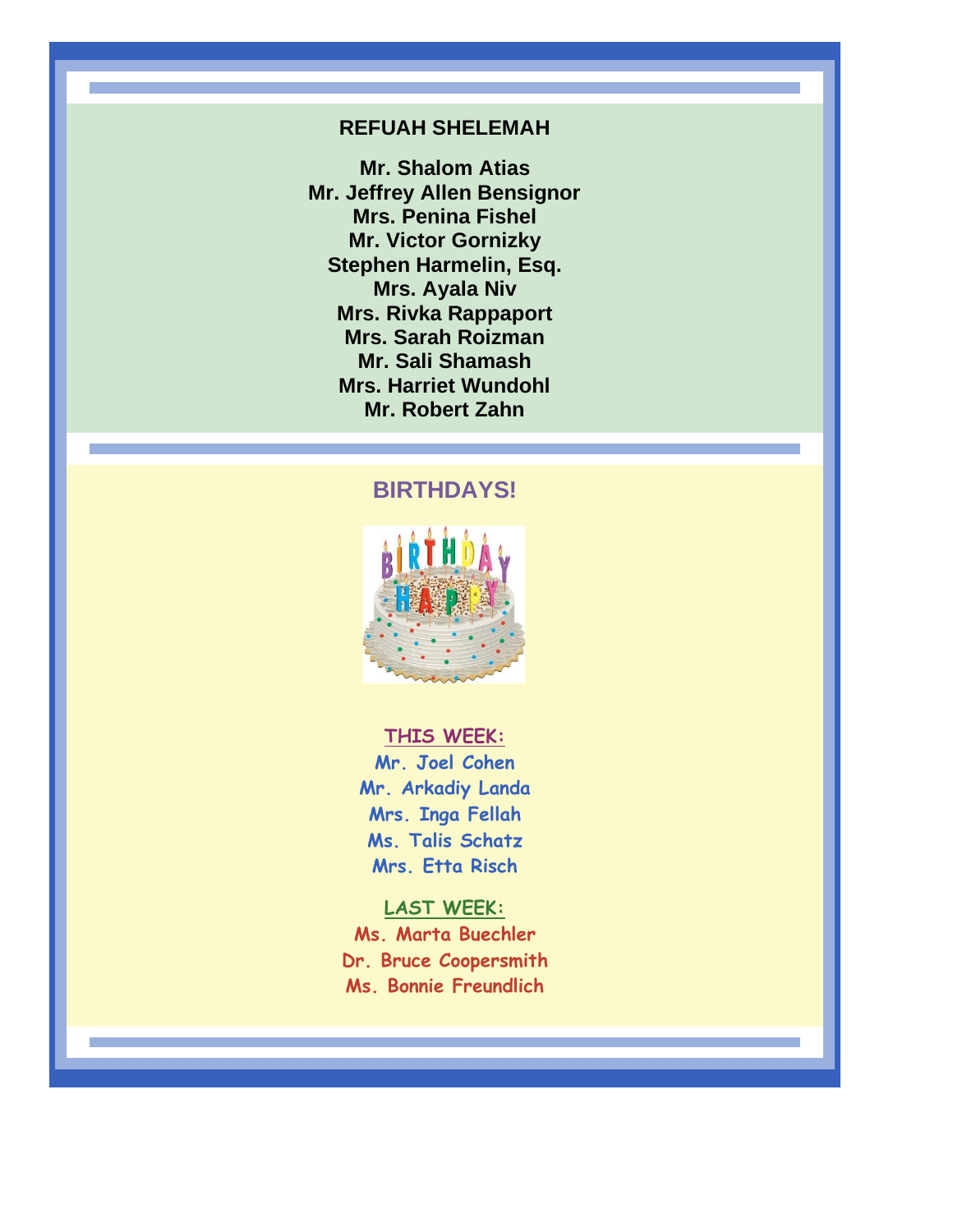## REFUAH SHELEMAH

**Mr. Shalom Atias**
**Mr. Jeffrey Allen Bensignor**
**Mrs. Penina Fishel**
**Mr. Victor Gornizky**
**Stephen Harmelin, Esq.**
**Mrs. Ayala Niv**
**Mrs. Rivka Rappaport**
**Mrs. Sarah Roizman**
**Mr. Sali Shamash**
**Mrs. Harriet Wundohl**
**Mr. Robert Zahn**

## BIRTHDAYS!

**THIS WEEK:**

**Mr. Joel Cohen**
**Mr. Arkadiy Landa**
**Mrs. Inga Fellah**
**Ms. Talis Schatz**
**Mrs. Etta Risch**

**LAST WEEK:**

**Ms. Marta Buechler**
**Dr. Bruce Coopersmith**
**Ms. Bonnie Freundlich**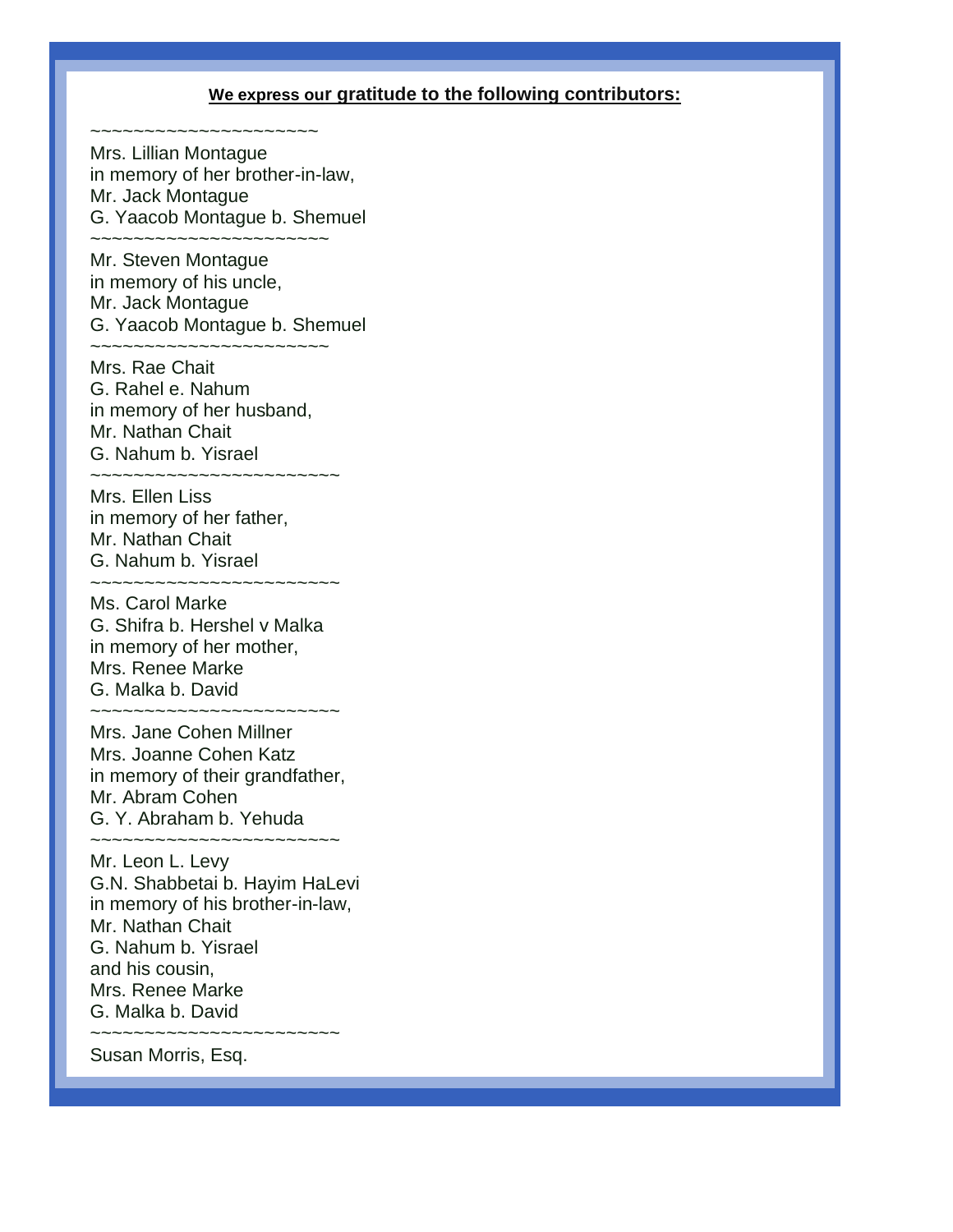**We express our gratitude to the following contributors:**

~~~~~~~~~~~~~~~~~~~~~~

Mrs. Lillian Montague
in memory of her brother-in-law,
Mr. Jack Montague
G. Yaacob Montague b. Shemuel

~~~~~~~~~~~~~~~~~~~~~~~

Mr. Steven Montague
in memory of his uncle,
Mr. Jack Montague
G. Yaacob Montague b. Shemuel

~~~~~~~~~~~~~~~~~~~~~~~

Mrs. Rae Chait
G. Rahel e. Nahum
in memory of her husband,
Mr. Nathan Chait
G. Nahum b. Yisrael

~~~~~~~~~~~~~~~~~~~~~~~~

Mrs. Ellen Liss
in memory of her father,
Mr. Nathan Chait
G. Nahum b. Yisrael

~~~~~~~~~~~~~~~~~~~~~~~~

Ms. Carol Marke
G. Shifra b. Hershel v Malka
in memory of her mother,
Mrs. Renee Marke
G. Malka b. David

~~~~~~~~~~~~~~~~~~~~~~~~

Mrs. Jane Cohen Millner
Mrs. Joanne Cohen Katz
in memory of their grandfather,
Mr. Abram Cohen
G. Y. Abraham b. Yehuda

~~~~~~~~~~~~~~~~~~~~~~~~

Mr. Leon L. Levy
G.N. Shabbetai b. Hayim HaLevi
in memory of his brother-in-law,
Mr. Nathan Chait
G. Nahum b. Yisrael
and his cousin,
Mrs. Renee Marke
G. Malka b. David

~~~~~~~~~~~~~~~~~~~~~~~~

Susan Morris, Esq.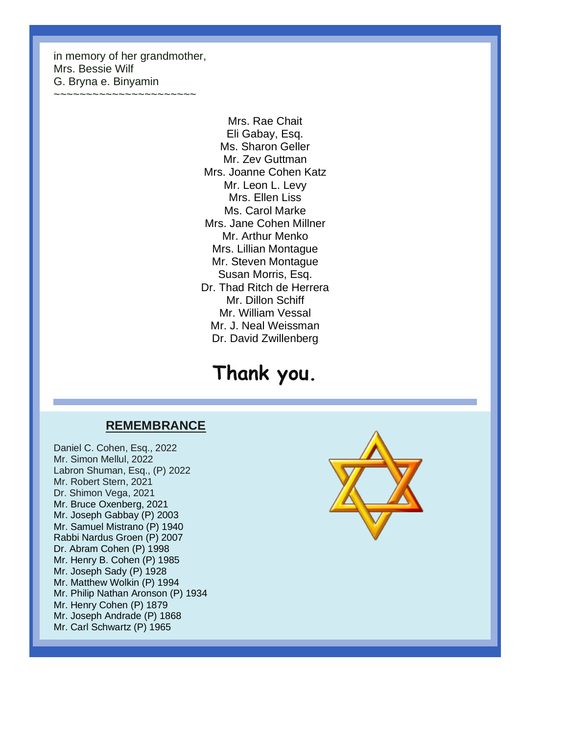in memory of her grandmother,
Mrs. Bessie Wilf
G. Bryna e. Binyamin
~~~~~~~~~~~~~~~~~~~~~~~

Mrs. Rae Chait
Eli Gabay, Esq.
Ms. Sharon Geller
Mr. Zev Guttman
Mrs. Joanne Cohen Katz
Mr. Leon L. Levy
Mrs. Ellen Liss
Ms. Carol Marke
Mrs. Jane Cohen Millner
Mr. Arthur Menko
Mrs. Lillian Montague
Mr. Steven Montague
Susan Morris, Esq.
Dr. Thad Ritch de Herrera
Mr. Dillon Schiff
Mr. William Vessal
Mr. J. Neal Weissman
Dr. David Zwillenberg

# Thank you.

## REMEMBRANCE

Daniel C. Cohen, Esq., 2022
Mr. Simon Mellul, 2022
Labron Shuman, Esq., (P) 2022
Mr. Robert Stern, 2021
Dr. Shimon Vega, 2021
Mr. Bruce Oxenberg, 2021
Mr. Joseph Gabbay (P) 2003
Mr. Samuel Mistrano (P) 1940
Rabbi Nardus Groen (P) 2007
Dr. Abram Cohen (P) 1998
Mr. Henry B. Cohen (P) 1985
Mr. Joseph Sady (P) 1928
Mr. Matthew Wolkin (P) 1994
Mr. Philip Nathan Aronson (P) 1934
Mr. Henry Cohen (P) 1879
Mr. Joseph Andrade (P) 1868
Mr. Carl Schwartz (P) 1965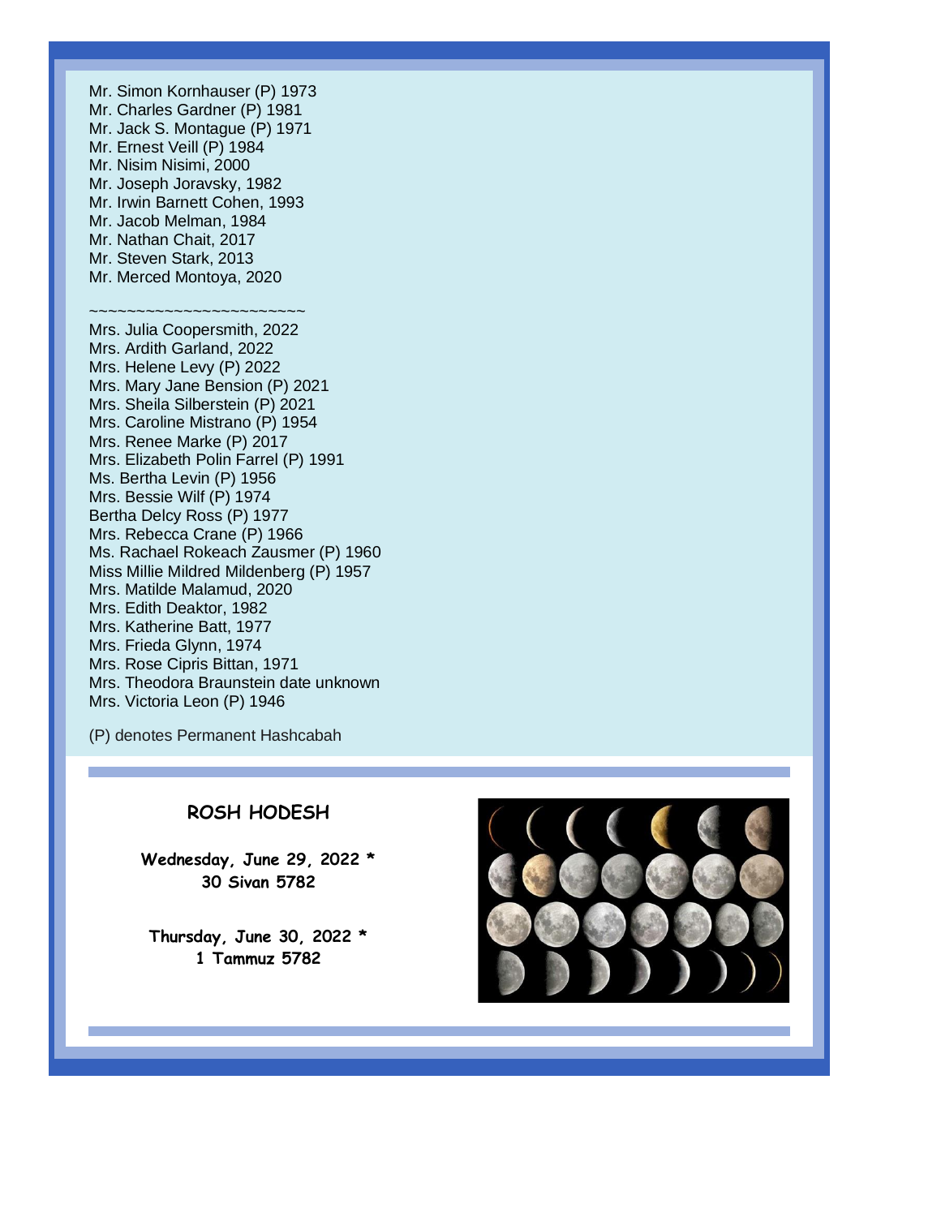Mr. Simon Kornhauser (P) 1973
Mr. Charles Gardner (P) 1981
Mr. Jack S. Montague (P) 1971
Mr. Ernest Veill (P) 1984
Mr. Nisim Nisimi, 2000
Mr. Joseph Joravsky, 1982
Mr. Irwin Barnett Cohen, 1993
Mr. Jacob Melman, 1984
Mr. Nathan Chait, 2017
Mr. Steven Stark, 2013
Mr. Merced Montoya, 2020

~~~~~~~~~~~~~~~~~~~~~~~

Mrs. Julia Coopersmith, 2022
Mrs. Ardith Garland, 2022
Mrs. Helene Levy (P) 2022
Mrs. Mary Jane Bension (P) 2021
Mrs. Sheila Silberstein (P) 2021
Mrs. Caroline Mistrano (P) 1954
Mrs. Renee Marke (P) 2017
Mrs. Elizabeth Polin Farrel (P) 1991
Ms. Bertha Levin (P) 1956
Mrs. Bessie Wilf (P) 1974
Bertha Delcy Ross (P) 1977
Mrs. Rebecca Crane (P) 1966
Ms. Rachael Rokeach Zausmer (P) 1960
Miss Millie Mildred Mildenberg (P) 1957
Mrs. Matilde Malamud, 2020
Mrs. Edith Deaktor, 1982
Mrs. Katherine Batt, 1977
Mrs. Frieda Glynn, 1974
Mrs. Rose Cipris Bittan, 1971
Mrs. Theodora Braunstein date unknown
Mrs. Victoria Leon (P) 1946

(P) denotes Permanent Hashcabah

## ROSH HODESH

**Wednesday, June 29, 2022 ***
**30 Sivan 5782**

**Thursday, June 30, 2022 ***
**1 Tammuz 5782**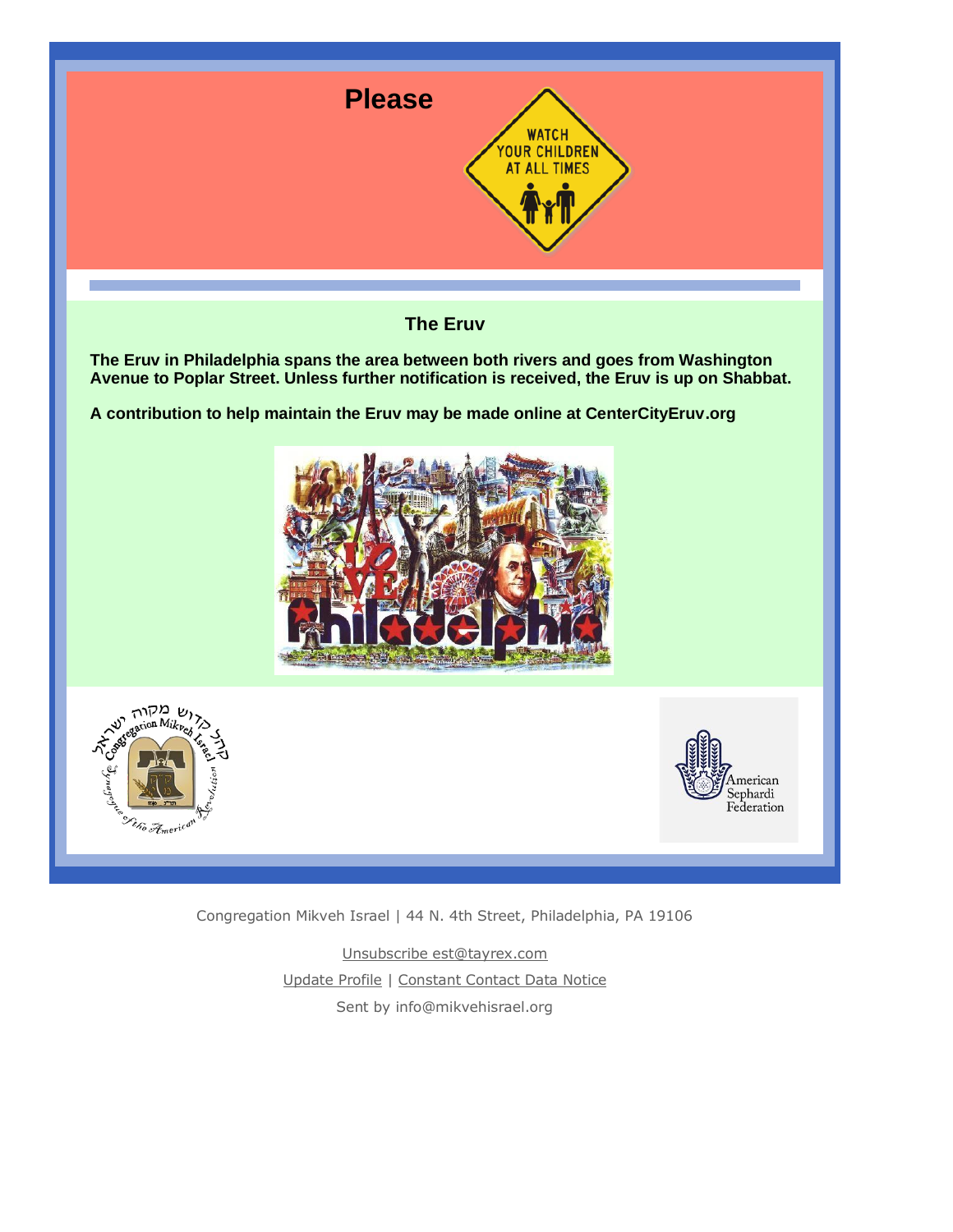**Please**

WATCH YOUR CHILDREN AT ALL TIMES

## The Eruv

**The Eruv in Philadelphia spans the area between both rivers and goes from Washington Avenue to Poplar Street. Unless further notification is received, the Eruv is up on Shabbat.**

**A contribution to help maintain the Eruv may be made online at CenterCityEruv.org**

Congregation Mikveh Israel | 44 N. 4th Street, Philadelphia, PA 19106

Unsubscribe est@tayrex.com

Update Profile | Constant Contact Data Notice

Sent by info@mikvehisrael.org